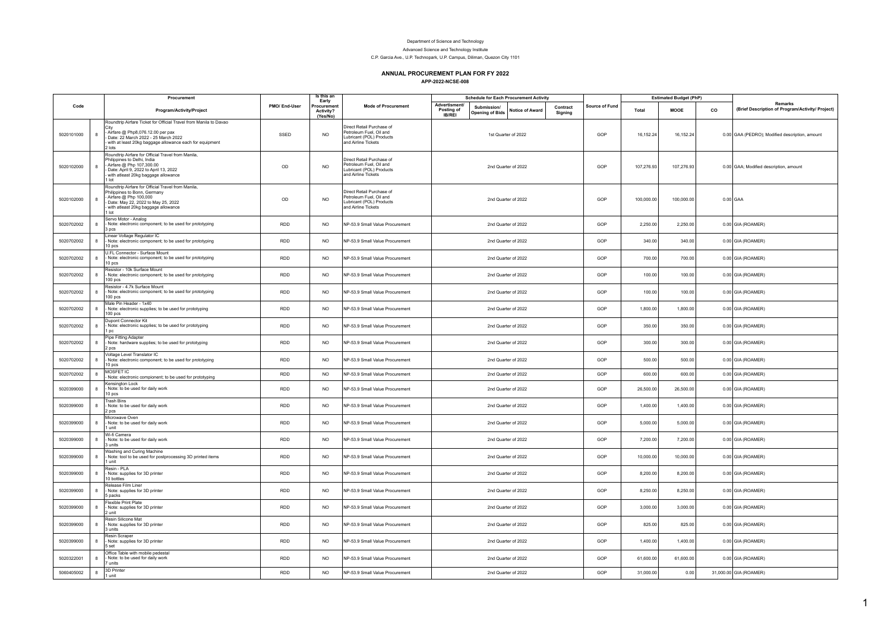Department of Science and Technology

Advanced Science and Technology Institute

C.P. Garcia Ave., U.P. Technopark, U.P. Campus, Diliman, Quezon City 1101

# ANNUAL PROCUREMENT PLAN FOR FY 2022

## APP-2022-NCSE-008

| Code | | Procurement Program/Activity/Project | PMO/ End-User | Is this an Early Procurement Activity? (Yes/No) | Mode of Procurement | Schedule for Each Procurement Activity | | | | Source of Fund | Estimated Budget (PhP) | | | Remarks (Brief Description of Program/Activity/ Project) |
|---|---|---|---|---|---|---|---|---|---|---|---|---|---|---|
| | | | | | | Advertisment/ Posting of IB/REI | Submission/ Opening of Bids | Notice of Award | Contract Signing | | Total | MOOE | CO | |
| 5020101000 | 8 | Roundtrip Airfare Ticket for Official Travel from Manila to Davao City<br>- Airfare @ Php8,076.12.00 per pax<br>- Date: 22 March 2022 - 25 March 2022<br>- with at least 20kg baggage allowance each for equipment<br>2 lots | SSED | NO | Direct Retail Purchase of Petroleum Fuel, Oil and Lubricant (POL) Products and Airline Tickets | 1st Quarter of 2022 | | | | GOP | 16,152.24 | 16,152.24 | 0.00 | GAA (PEDRO); Modified description, amount |
| 5020102000 | 8 | Roundtrip Airfare for Official Travel from Manila, Philippines to Delhi, India<br>- Airfare @ Php 107,300.00<br>- Date: April 9, 2022 to April 13, 2022<br>- with atleast 20kg baggage allowance<br>1 lot | OD | NO | Direct Retail Purchase of Petroleum Fuel, Oil and Lubricant (POL) Products and Airline Tickets | 2nd Quarter of 2022 | | | | GOP | 107,276.93 | 107,276.93 | 0.00 | GAA; Modified description, amount |
| 5020102000 | 8 | Roundtrip Airfare for Official Travel from Manila, Philippines to Bonn, Germany<br>- Airfare @ Php 100,000<br>- Date: May 22, 2022 to May 25, 2022<br>- with atleast 20kg baggage allowance<br>1 lot | OD | NO | Direct Retail Purchase of Petroleum Fuel, Oil and Lubricant (POL) Products and Airline Tickets | 2nd Quarter of 2022 | | | | GOP | 100,000.00 | 100,000.00 | 0.00 | GAA |
| 5020702002 | 8 | Servo Motor - Analog<br>- Note: electronic component; to be used for prototyping<br>3 pcs | RDD | NO | NP-53.9 Small Value Procurement | 2nd Quarter of 2022 | | | | GOP | 2,250.00 | 2,250.00 | 0.00 | GIA (ROAMER) |
| 5020702002 | 8 | Linear Voltage Regulator IC<br>- Note: electronic component; to be used for prototyping<br>10 pcs | RDD | NO | NP-53.9 Small Value Procurement | 2nd Quarter of 2022 | | | | GOP | 340.00 | 340.00 | 0.00 | GIA (ROAMER) |
| 5020702002 | 8 | U.FL Connector - Surface Mount<br>- Note: electronic component; to be used for prototyping<br>10 pcs | RDD | NO | NP-53.9 Small Value Procurement | 2nd Quarter of 2022 | | | | GOP | 700.00 | 700.00 | 0.00 | GIA (ROAMER) |
| 5020702002 | 8 | Resistor - 10k Surface Mount<br>- Note: electronic component; to be used for prototyping<br>100 pcs | RDD | NO | NP-53.9 Small Value Procurement | 2nd Quarter of 2022 | | | | GOP | 100.00 | 100.00 | 0.00 | GIA (ROAMER) |
| 5020702002 | 8 | Resistor - 4.7k Surface Mount<br>- Note: electronic component; to be used for prototyping<br>100 pcs | RDD | NO | NP-53.9 Small Value Procurement | 2nd Quarter of 2022 | | | | GOP | 100.00 | 100.00 | 0.00 | GIA (ROAMER) |
| 5020702002 | 8 | Male Pin Header - 1x40<br>- Note: electronic supplies; to be used for prototyping<br>100 pcs | RDD | NO | NP-53.9 Small Value Procurement | 2nd Quarter of 2022 | | | | GOP | 1,800.00 | 1,800.00 | 0.00 | GIA (ROAMER) |
| 5020702002 | 8 | Dupont Connector Kit<br>- Note: electronic supplies; to be used for prototyping<br>1 pc | RDD | NO | NP-53.9 Small Value Procurement | 2nd Quarter of 2022 | | | | GOP | 350.00 | 350.00 | 0.00 | GIA (ROAMER) |
| 5020702002 | 8 | Pipe Fitting Adapter<br>- Note: hardware supplies; to be used for prototyping<br>2 pcs | RDD | NO | NP-53.9 Small Value Procurement | 2nd Quarter of 2022 | | | | GOP | 300.00 | 300.00 | 0.00 | GIA (ROAMER) |
| 5020702002 | 8 | Voltage Level Translator IC<br>- Note: electronic component; to be used for prototyping<br>10 pcs | RDD | NO | NP-53.9 Small Value Procurement | 2nd Quarter of 2022 | | | | GOP | 500.00 | 500.00 | 0.00 | GIA (ROAMER) |
| 5020702002 | 8 | MOSFET IC<br>- Note: electronic compionent; to be used for prototyping | RDD | NO | NP-53.9 Small Value Procurement | 2nd Quarter of 2022 | | | | GOP | 600.00 | 600.00 | 0.00 | GIA (ROAMER) |
| 5020399000 | 8 | Kensington Lock<br>- Note: to be used for daily work<br>10 pcs | RDD | NO | NP-53.9 Small Value Procurement | 2nd Quarter of 2022 | | | | GOP | 26,500.00 | 26,500.00 | 0.00 | GIA (ROAMER) |
| 5020399000 | 8 | Trash Bins<br>- Note: to be used for daily work<br>2 pcs | RDD | NO | NP-53.9 Small Value Procurement | 2nd Quarter of 2022 | | | | GOP | 1,400.00 | 1,400.00 | 0.00 | GIA (ROAMER) |
| 5020399000 | 8 | Microwave Oven<br>- Note: to be used for daily work<br>1 unit | RDD | NO | NP-53.9 Small Value Procurement | 2nd Quarter of 2022 | | | | GOP | 5,000.00 | 5,000.00 | 0.00 | GIA (ROAMER) |
| 5020399000 | 8 | Wi-fi Camera<br>- Note: to be used for daily work<br>3 units | RDD | NO | NP-53.9 Small Value Procurement | 2nd Quarter of 2022 | | | | GOP | 7,200.00 | 7,200.00 | 0.00 | GIA (ROAMER) |
| 5020399000 | 8 | Washing and Curing Machine<br>- Note: tool to be used for postprocessing 3D printed items<br>1 unit | RDD | NO | NP-53.9 Small Value Procurement | 2nd Quarter of 2022 | | | | GOP | 10,000.00 | 10,000.00 | 0.00 | GIA (ROAMER) |
| 5020399000 | 8 | Resin - PLA<br>- Note: supplies for 3D printer<br>10 bottles | RDD | NO | NP-53.9 Small Value Procurement | 2nd Quarter of 2022 | | | | GOP | 8,200.00 | 8,200.00 | 0.00 | GIA (ROAMER) |
| 5020399000 | 8 | Release Film Liner<br>- Note: supplies for 3D printer<br>5 packs | RDD | NO | NP-53.9 Small Value Procurement | 2nd Quarter of 2022 | | | | GOP | 8,250.00 | 8,250.00 | 0.00 | GIA (ROAMER) |
| 5020399000 | 8 | Flexible Print Plate<br>- Note: supplies for 3D printer<br>2 unit | RDD | NO | NP-53.9 Small Value Procurement | 2nd Quarter of 2022 | | | | GOP | 3,000.00 | 3,000.00 | 0.00 | GIA (ROAMER) |
| 5020399000 | 8 | Resin Silicone Mat<br>- Note: supplies for 3D printer<br>3 units | RDD | NO | NP-53.9 Small Value Procurement | 2nd Quarter of 2022 | | | | GOP | 825.00 | 825.00 | 0.00 | GIA (ROAMER) |
| 5020399000 | 8 | Resin Scraper<br>- Note: supplies for 3D printer<br>5 set | RDD | NO | NP-53.9 Small Value Procurement | 2nd Quarter of 2022 | | | | GOP | 1,400.00 | 1,400.00 | 0.00 | GIA (ROAMER) |
| 5020322001 | 8 | Office Table with mobile pedestal<br>- Note: to be used for daily work<br>7 units | RDD | NO | NP-53.9 Small Value Procurement | 2nd Quarter of 2022 | | | | GOP | 61,600.00 | 61,600.00 | 0.00 | GIA (ROAMER) |
| 5060405002 | 8 | 3D Printer<br>1 unit | RDD | NO | NP-53.9 Small Value Procurement | 2nd Quarter of 2022 | | | | GOP | 31,000.00 | 0.00 | 31,000.00 | GIA (ROAMER) |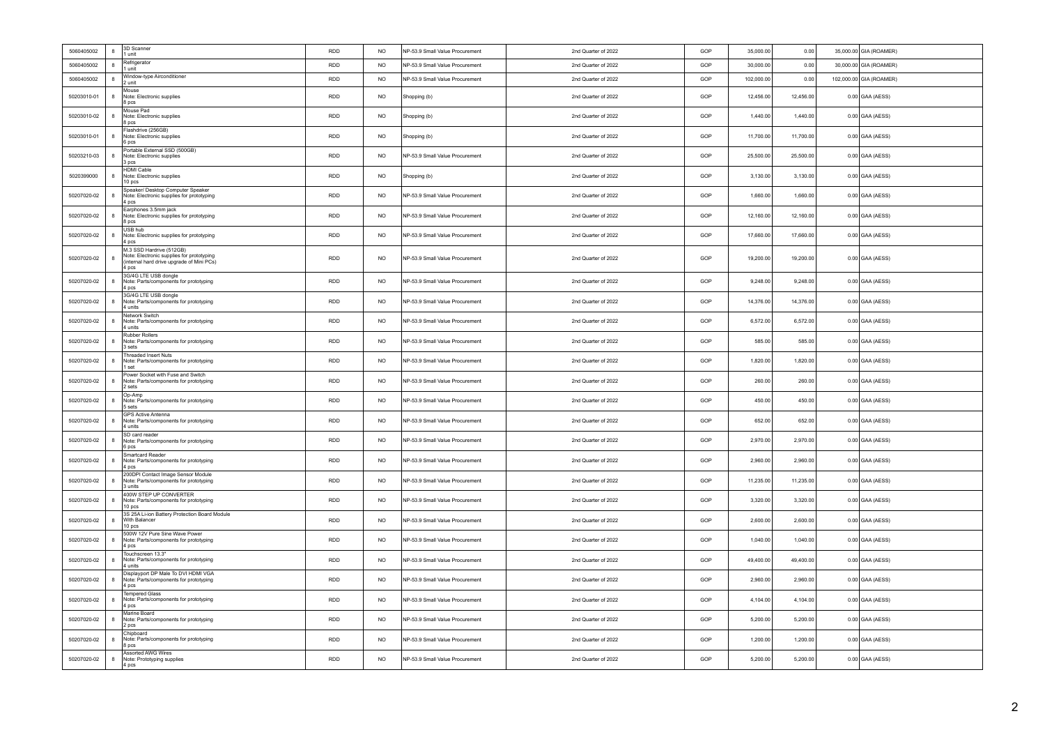| | | | | | | | | | | |
|---|---|---|---|---|---|---|---|---|---|---|
| 5060405002 | 8 | 3D Scanner<br>1 unit | RDD | NO | NP-53.9 Small Value Procurement | 2nd Quarter of 2022 | GOP | 35,000.00 | 0.00 | 35,000.00 GIA (ROAMER) |
| 5060405002 | 8 | Refrigerator<br>1 unit | RDD | NO | NP-53.9 Small Value Procurement | 2nd Quarter of 2022 | GOP | 30,000.00 | 0.00 | 30,000.00 GIA (ROAMER) |
| 5060405002 | 8 | Window-type Airconditioner<br>2 unit | RDD | NO | NP-53.9 Small Value Procurement | 2nd Quarter of 2022 | GOP | 102,000.00 | 0.00 | 102,000.00 GIA (ROAMER) |
| 50203010-01 | 8 | Mouse<br>Note: Electronic supplies<br>8 pcs | RDD | NO | Shopping (b) | 2nd Quarter of 2022 | GOP | 12,456.00 | 12,456.00 | 0.00 GAA (AESS) |
| 50203010-02 | 8 | Mouse Pad<br>Note: Electronic supplies<br>8 pcs | RDD | NO | Shopping (b) | 2nd Quarter of 2022 | GOP | 1,440.00 | 1,440.00 | 0.00 GAA (AESS) |
| 50203010-01 | 8 | Flashdrive (256GB)<br>Note: Electronic supplies<br>6 pcs | RDD | NO | Shopping (b) | 2nd Quarter of 2022 | GOP | 11,700.00 | 11,700.00 | 0.00 GAA (AESS) |
| 50203210-03 | 8 | Portable External SSD (500GB)<br>Note: Electronic supplies<br>3 pcs | RDD | NO | NP-53.9 Small Value Procurement | 2nd Quarter of 2022 | GOP | 25,500.00 | 25,500.00 | 0.00 GAA (AESS) |
| 5020399000 | 8 | HDMI Cable<br>Note: Electronic supplies<br>10 pcs | RDD | NO | Shopping (b) | 2nd Quarter of 2022 | GOP | 3,130.00 | 3,130.00 | 0.00 GAA (AESS) |
| 50207020-02 | 8 | Speaker/ Desktop Computer Speaker<br>Note: Electronic supplies for prototyping<br>4 pcs | RDD | NO | NP-53.9 Small Value Procurement | 2nd Quarter of 2022 | GOP | 1,660.00 | 1,660.00 | 0.00 GAA (AESS) |
| 50207020-02 | 8 | Earphones 3.5mm jack<br>Note: Electronic supplies for prototyping<br>8 pcs | RDD | NO | NP-53.9 Small Value Procurement | 2nd Quarter of 2022 | GOP | 12,160.00 | 12,160.00 | 0.00 GAA (AESS) |
| 50207020-02 | 8 | USB hub<br>Note: Electronic supplies for prototyping<br>4 pcs | RDD | NO | NP-53.9 Small Value Procurement | 2nd Quarter of 2022 | GOP | 17,660.00 | 17,660.00 | 0.00 GAA (AESS) |
| 50207020-02 | 8 | M.3 SSD Hardrive (512GB)<br>Note: Electronic supplies for prototyping<br>(internal hard drive upgrade of Mini PCs)<br>4 pcs | RDD | NO | NP-53.9 Small Value Procurement | 2nd Quarter of 2022 | GOP | 19,200.00 | 19,200.00 | 0.00 GAA (AESS) |
| 50207020-02 | 8 | 3G/4G LTE USB dongle<br>Note: Parts/components for prototyping<br>4 pcs | RDD | NO | NP-53.9 Small Value Procurement | 2nd Quarter of 2022 | GOP | 9,248.00 | 9,248.00 | 0.00 GAA (AESS) |
| 50207020-02 | 8 | 3G/4G LTE USB dongle<br>Note: Parts/components for prototyping<br>4 units | RDD | NO | NP-53.9 Small Value Procurement | 2nd Quarter of 2022 | GOP | 14,376.00 | 14,376.00 | 0.00 GAA (AESS) |
| 50207020-02 | 8 | Network Switch<br>Note: Parts/components for prototyping<br>4 units | RDD | NO | NP-53.9 Small Value Procurement | 2nd Quarter of 2022 | GOP | 6,572.00 | 6,572.00 | 0.00 GAA (AESS) |
| 50207020-02 | 8 | Rubber Rollers<br>Note: Parts/components for prototyping<br>3 sets | RDD | NO | NP-53.9 Small Value Procurement | 2nd Quarter of 2022 | GOP | 585.00 | 585.00 | 0.00 GAA (AESS) |
| 50207020-02 | 8 | Threaded Insert Nuts<br>Note: Parts/components for prototyping<br>1 set | RDD | NO | NP-53.9 Small Value Procurement | 2nd Quarter of 2022 | GOP | 1,820.00 | 1,820.00 | 0.00 GAA (AESS) |
| 50207020-02 | 8 | Power Socket with Fuse and Switch<br>Note: Parts/components for prototyping<br>2 sets | RDD | NO | NP-53.9 Small Value Procurement | 2nd Quarter of 2022 | GOP | 260.00 | 260.00 | 0.00 GAA (AESS) |
| 50207020-02 | 8 | Op-Amp<br>Note: Parts/components for prototyping<br>5 sets | RDD | NO | NP-53.9 Small Value Procurement | 2nd Quarter of 2022 | GOP | 450.00 | 450.00 | 0.00 GAA (AESS) |
| 50207020-02 | 8 | GPS Active Antenna<br>Note: Parts/components for prototyping<br>4 units | RDD | NO | NP-53.9 Small Value Procurement | 2nd Quarter of 2022 | GOP | 652.00 | 652.00 | 0.00 GAA (AESS) |
| 50207020-02 | 8 | SD card reader<br>Note: Parts/components for prototyping<br>6 pcs | RDD | NO | NP-53.9 Small Value Procurement | 2nd Quarter of 2022 | GOP | 2,970.00 | 2,970.00 | 0.00 GAA (AESS) |
| 50207020-02 | 8 | Smartcard Reader<br>Note: Parts/components for prototyping<br>4 pcs | RDD | NO | NP-53.9 Small Value Procurement | 2nd Quarter of 2022 | GOP | 2,960.00 | 2,960.00 | 0.00 GAA (AESS) |
| 50207020-02 | 8 | 200DPI Contact Image Sensor Module<br>Note: Parts/components for prototyping<br>3 units | RDD | NO | NP-53.9 Small Value Procurement | 2nd Quarter of 2022 | GOP | 11,235.00 | 11,235.00 | 0.00 GAA (AESS) |
| 50207020-02 | 8 | 400W STEP UP CONVERTER<br>Note: Parts/components for prototyping<br>10 pcs | RDD | NO | NP-53.9 Small Value Procurement | 2nd Quarter of 2022 | GOP | 3,320.00 | 3,320.00 | 0.00 GAA (AESS) |
| 50207020-02 | 8 | 3S 25A Li-ion Battery Protection Board Module<br>With Balancer<br>10 pcs | RDD | NO | NP-53.9 Small Value Procurement | 2nd Quarter of 2022 | GOP | 2,600.00 | 2,600.00 | 0.00 GAA (AESS) |
| 50207020-02 | 8 | 500W 12V Pure Sine Wave Power<br>Note: Parts/components for prototyping<br>4 pcs | RDD | NO | NP-53.9 Small Value Procurement | 2nd Quarter of 2022 | GOP | 1,040.00 | 1,040.00 | 0.00 GAA (AESS) |
| 50207020-02 | 8 | Touchscreen 13.3"<br>Note: Parts/components for prototyping<br>4 units | RDD | NO | NP-53.9 Small Value Procurement | 2nd Quarter of 2022 | GOP | 49,400.00 | 49,400.00 | 0.00 GAA (AESS) |
| 50207020-02 | 8 | Displayport DP Male To DVI HDMI VGA<br>Note: Parts/components for prototyping<br>4 pcs | RDD | NO | NP-53.9 Small Value Procurement | 2nd Quarter of 2022 | GOP | 2,960.00 | 2,960.00 | 0.00 GAA (AESS) |
| 50207020-02 | 8 | Tempered Glass<br>Note: Parts/components for prototyping<br>4 pcs | RDD | NO | NP-53.9 Small Value Procurement | 2nd Quarter of 2022 | GOP | 4,104.00 | 4,104.00 | 0.00 GAA (AESS) |
| 50207020-02 | 8 | Marine Board<br>Note: Parts/components for prototyping<br>2 pcs | RDD | NO | NP-53.9 Small Value Procurement | 2nd Quarter of 2022 | GOP | 5,200.00 | 5,200.00 | 0.00 GAA (AESS) |
| 50207020-02 | 8 | Chipboard<br>Note: Parts/components for prototyping<br>8 pcs | RDD | NO | NP-53.9 Small Value Procurement | 2nd Quarter of 2022 | GOP | 1,200.00 | 1,200.00 | 0.00 GAA (AESS) |
| 50207020-02 | 8 | Assorted AWG Wires<br>Note: Prototyping supplies<br>4 pcs | RDD | NO | NP-53.9 Small Value Procurement | 2nd Quarter of 2022 | GOP | 5,200.00 | 5,200.00 | 0.00 GAA (AESS) |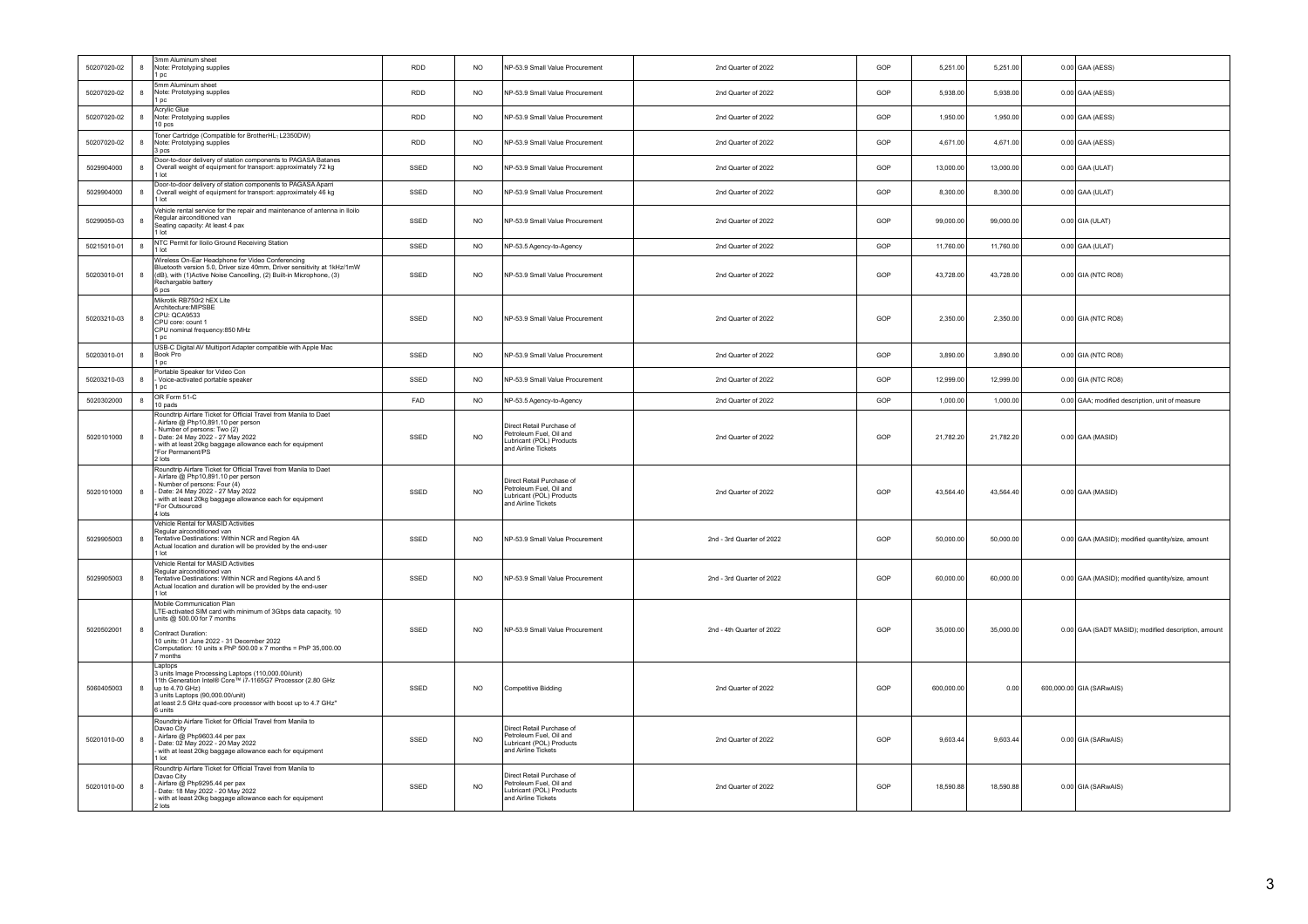| | | | | | | | | | | | |
|---|---|---|---|---|---|---|---|---|---|---|---|
| 50207020-02 | 8 | 3mm Aluminum sheet<br>Note: Prototyping supplies<br>1 pc | RDD | NO | NP-53.9 Small Value Procurement | 2nd Quarter of 2022 | GOP | 5,251.00 | 5,251.00 | 0.00 | GAA (AESS) |
| 50207020-02 | 8 | 5mm Aluminum sheet<br>Note: Prototyping supplies<br>1 pc | RDD | NO | NP-53.9 Small Value Procurement | 2nd Quarter of 2022 | GOP | 5,938.00 | 5,938.00 | 0.00 | GAA (AESS) |
| 50207020-02 | 8 | Acrylic Glue<br>Note: Prototyping supplies<br>10 pcs | RDD | NO | NP-53.9 Small Value Procurement | 2nd Quarter of 2022 | GOP | 1,950.00 | 1,950.00 | 0.00 | GAA (AESS) |
| 50207020-02 | 8 | Toner Cartridge (Compatible for BrotherHL- L2350DW)<br>Note: Prototyping supplies<br>3 pcs | RDD | NO | NP-53.9 Small Value Procurement | 2nd Quarter of 2022 | GOP | 4,671.00 | 4,671.00 | 0.00 | GAA (AESS) |
| 5029904000 | 8 | Door-to-door delivery of station components to PAGASA Batanes<br>Overall weight of equipment for transport: approximately 72 kg<br>1 lot | SSED | NO | NP-53.9 Small Value Procurement | 2nd Quarter of 2022 | GOP | 13,000.00 | 13,000.00 | 0.00 | GAA (ULAT) |
| 5029904000 | 8 | Door-to-door delivery of station components to PAGASA Aparri<br>Overall weight of equipment for transport: approximately 46 kg<br>1 lot | SSED | NO | NP-53.9 Small Value Procurement | 2nd Quarter of 2022 | GOP | 8,300.00 | 8,300.00 | 0.00 | GAA (ULAT) |
| 50299050-03 | 8 | Vehicle rental service for the repair and maintenance of antenna in Iloilo<br>Regular airconditioned van<br>Seating capacity: At least 4 pax<br>1 lot | SSED | NO | NP-53.9 Small Value Procurement | 2nd Quarter of 2022 | GOP | 99,000.00 | 99,000.00 | 0.00 | GIA (ULAT) |
| 50215010-01 | 8 | NTC Permit for Iloilo Ground Receiving Station<br>1 lot | SSED | NO | NP-53.5 Agency-to-Agency | 2nd Quarter of 2022 | GOP | 11,760.00 | 11,760.00 | 0.00 | GAA (ULAT) |
| 50203010-01 | 8 | Wireless On-Ear Headphone for Video Conferencing<br>Bluetooth version 5.0, Driver size 40mm, Driver sensitivity at 1kHz/1mW (dB), with (1)Active Noise Cancelling, (2) Built-in Microphone, (3) Rechargable battery<br>6 pcs | SSED | NO | NP-53.9 Small Value Procurement | 2nd Quarter of 2022 | GOP | 43,728.00 | 43,728.00 | 0.00 | GIA (NTC RO8) |
| 50203210-03 | 8 | Mikrotik RB750r2 hEX Lite<br>Architecture:MIPSBE<br>CPU: QCA9533<br>CPU core: count 1<br>CPU nominal frequency:850 MHz<br>1 pc | SSED | NO | NP-53.9 Small Value Procurement | 2nd Quarter of 2022 | GOP | 2,350.00 | 2,350.00 | 0.00 | GIA (NTC RO8) |
| 50203010-01 | 8 | USB-C Digital AV Multiport Adapter compatible with Apple Mac Book Pro<br>1 pc | SSED | NO | NP-53.9 Small Value Procurement | 2nd Quarter of 2022 | GOP | 3,890.00 | 3,890.00 | 0.00 | GIA (NTC RO8) |
| 50203210-03 | 8 | Portable Speaker for Video Con<br>- Voice-activated portable speaker<br>1 pc | SSED | NO | NP-53.9 Small Value Procurement | 2nd Quarter of 2022 | GOP | 12,999.00 | 12,999.00 | 0.00 | GIA (NTC RO8) |
| 5020302000 | 8 | OR Form 51-C<br>10 pads | FAD | NO | NP-53.5 Agency-to-Agency | 2nd Quarter of 2022 | GOP | 1,000.00 | 1,000.00 | 0.00 | GAA; modified description, unit of measure |
| 5020101000 | 8 | Roundtrip Airfare Ticket for Official Travel from Manila to Daet<br>- Airfare @ Php10,891.10 per person<br>- Number of persons: Two (2)<br>- Date: 24 May 2022 - 27 May 2022<br>- with at least 20kg baggage allowance each for equipment<br>*For Permanent/PS<br>2 lots | SSED | NO | Direct Retail Purchase of Petroleum Fuel, Oil and Lubricant (POL) Products and Airline Tickets | 2nd Quarter of 2022 | GOP | 21,782.20 | 21,782.20 | 0.00 | GAA (MASID) |
| 5020101000 | 8 | Roundtrip Airfare Ticket for Official Travel from Manila to Daet<br>- Airfare @ Php10,891.10 per person<br>- Number of persons: Four (4)<br>- Date: 24 May 2022 - 27 May 2022<br>- with at least 20kg baggage allowance each for equipment<br>*For Outsourced<br>4 lots | SSED | NO | Direct Retail Purchase of Petroleum Fuel, Oil and Lubricant (POL) Products and Airline Tickets | 2nd Quarter of 2022 | GOP | 43,564.40 | 43,564.40 | 0.00 | GAA (MASID) |
| 5029905003 | 8 | Vehicle Rental for MASID Activities<br>Regular airconditioned van<br>Tentative Destinations: Within NCR and Region 4A<br>Actual location and duration will be provided by the end-user<br>1 lot | SSED | NO | NP-53.9 Small Value Procurement | 2nd - 3rd Quarter of 2022 | GOP | 50,000.00 | 50,000.00 | 0.00 | GAA (MASID); modified quantity/size, amount |
| 5029905003 | 8 | Vehicle Rental for MASID Activities<br>Regular airconditioned van<br>Tentative Destinations: Within NCR and Regions 4A and 5<br>Actual location and duration will be provided by the end-user<br>1 lot | SSED | NO | NP-53.9 Small Value Procurement | 2nd - 3rd Quarter of 2022 | GOP | 60,000.00 | 60,000.00 | 0.00 | GAA (MASID); modified quantity/size, amount |
| 5020502001 | 8 | Mobile Communication Plan<br>LTE-activated SIM card with minimum of 3Gbps data capacity, 10 units @ 500.00 for 7 months<br><br>Contract Duration:<br>10 units: 01 June 2022 - 31 December 2022<br>Computation: 10 units x PhP 500.00 x 7 months = PhP 35,000.00<br>7 months | SSED | NO | NP-53.9 Small Value Procurement | 2nd - 4th Quarter of 2022 | GOP | 35,000.00 | 35,000.00 | 0.00 | GAA (SADT MASID); modified description, amount |
| 5060405003 | 8 | Laptops<br>3 units Image Processing Laptops (110,000.00/unit)<br>11th Generation Intel® Core™ i7-1165G7 Processor (2.80 GHz up to 4.70 GHz)<br>3 units Laptops (90,000.00/unit)<br>at least 2.5 GHz quad-core processor with boost up to 4.7 GHz*<br>6 units | SSED | NO | Competitive Bidding | 2nd Quarter of 2022 | GOP | 600,000.00 | 0.00 | 600,000.00 | GIA (SARwAIS) |
| 50201010-00 | 8 | Roundtrip Airfare Ticket for Official Travel from Manila to Davao City<br>- Airfare @ Php9603.44 per pax<br>- Date: 02 May 2022 - 20 May 2022<br>- with at least 20kg baggage allowance each for equipment<br>1 lot | SSED | NO | Direct Retail Purchase of Petroleum Fuel, Oil and Lubricant (POL) Products and Airline Tickets | 2nd Quarter of 2022 | GOP | 9,603.44 | 9,603.44 | 0.00 | GIA (SARwAIS) |
| 50201010-00 | 8 | Roundtrip Airfare Ticket for Official Travel from Manila to Davao City<br>- Airfare @ Php9295.44 per pax<br>- Date: 18 May 2022 - 20 May 2022<br>- with at least 20kg baggage allowance each for equipment<br>2 lots | SSED | NO | Direct Retail Purchase of Petroleum Fuel, Oil and Lubricant (POL) Products and Airline Tickets | 2nd Quarter of 2022 | GOP | 18,590.88 | 18,590.88 | 0.00 | GIA (SARwAIS) |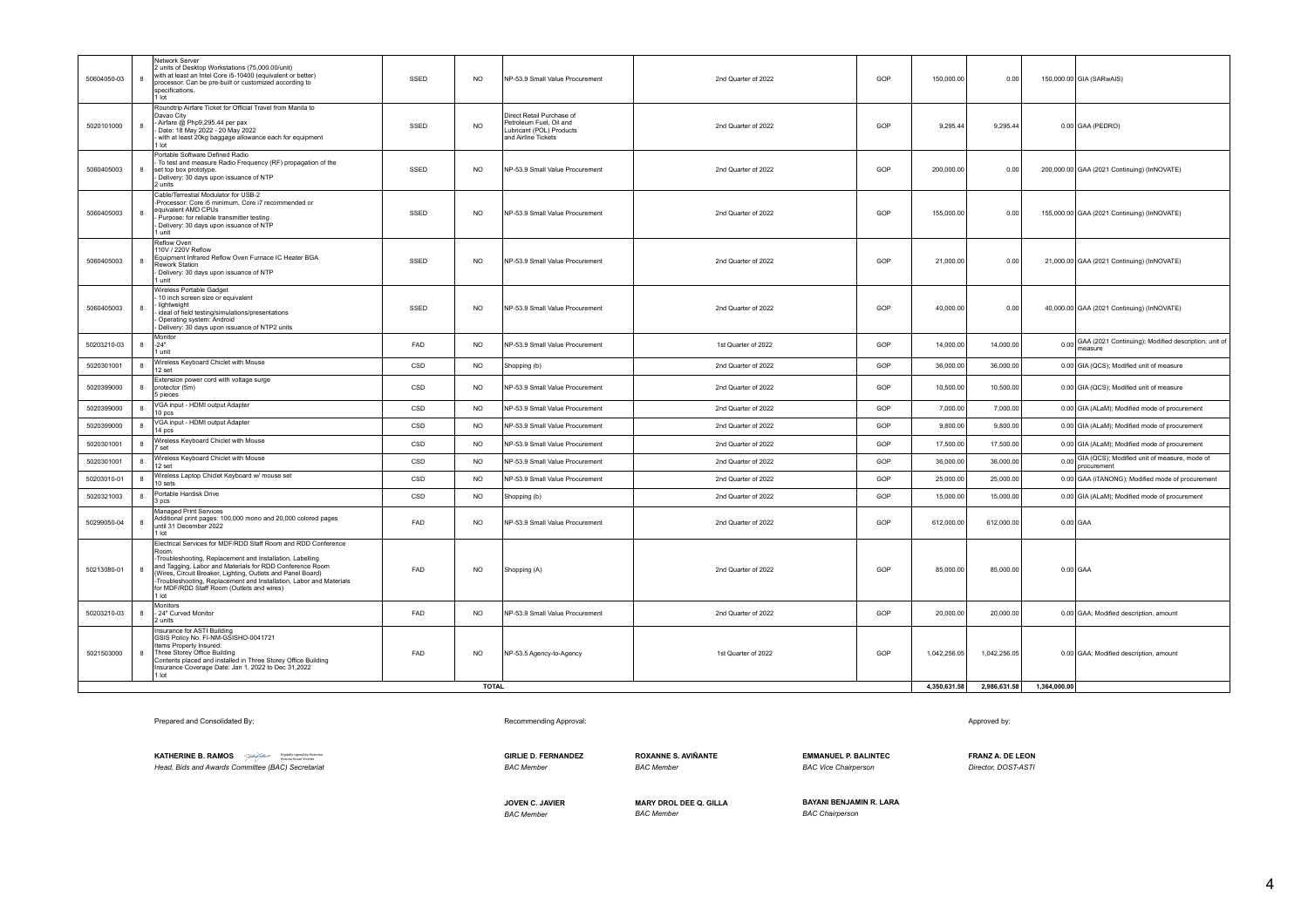| | | | | | | | | | | | |
|---|---|---|---|---|---|---|---|---|---|---|---|
| 50604050-03 | 8 | Network Server<br>2 units of Desktop Workstations (75,000.00/unit) with at least an Intel Core i5-10400 (equivalent or better) processor. Can be pre-built or customized according to specifications.<br>1 lot | SSED | NO | NP-53.9 Small Value Procurement | 2nd Quarter of 2022 | GOP | 150,000.00 | 0.00 | 150,000.00 | GIA (SARwAIS) |
| 5020101000 | 8 | Roundtrip Airfare Ticket for Official Travel from Manila to Davao City<br>- Airfare @ Php9,295.44 per pax<br>- Date: 18 May 2022 - 20 May 2022<br>- with at least 20kg baggage allowance each for equipment<br>1 lot | SSED | NO | Direct Retail Purchase of Petroleum Fuel, Oil and Lubricant (POL) Products and Airline Tickets | 2nd Quarter of 2022 | GOP | 9,295.44 | 9,295.44 | 0.00 | GAA (PEDRO) |
| 5060405003 | 8 | Portable Software Defined Radio<br>- To test and measure Radio Frequency (RF) propagation of the set top box prototype.<br>- Delivery: 30 days upon issuance of NTP<br>2 units | SSED | NO | NP-53.9 Small Value Procurement | 2nd Quarter of 2022 | GOP | 200,000.00 | 0.00 | 200,000.00 | GAA (2021 Continuing) (InNOVATE) |
| 5060405003 | 8 | Cable/Terrestial Modulator for USB-2<br>-Processor: Core i5 minimum, Core i7 recommended or equivalent AMD CPUs<br>- Purpose: for reliable transmitter testing<br>- Delivery: 30 days upon issuance of NTP<br>1 unit | SSED | NO | NP-53.9 Small Value Procurement | 2nd Quarter of 2022 | GOP | 155,000.00 | 0.00 | 155,000.00 | GAA (2021 Continuing) (InNOVATE) |
| 5060405003 | 8 | Reflow Oven<br>110V / 220V Reflow<br>Equipment Infrared Reflow Oven Furnace IC Heater BGA Rework Station<br>- Delivery: 30 days upon issuance of NTP<br>1 unit | SSED | NO | NP-53.9 Small Value Procurement | 2nd Quarter of 2022 | GOP | 21,000.00 | 0.00 | 21,000.00 | GAA (2021 Continuing) (InNOVATE) |
| 5060405003 | 8 | Wireless Portable Gadget<br>- 10 inch screen size or equivalent<br>- lightweight<br>- ideal of field testing/simulations/presentations<br>- Operating system: Android<br>- Delivery: 30 days upon issuance of NTP2 units | SSED | NO | NP-53.9 Small Value Procurement | 2nd Quarter of 2022 | GOP | 40,000.00 | 0.00 | 40,000.00 | GAA (2021 Continuing) (InNOVATE) |
| 50203210-03 | 8 | Monitor<br>-24"<br>1 unit | FAD | NO | NP-53.9 Small Value Procurement | 1st Quarter of 2022 | GOP | 14,000.00 | 14,000.00 | 0.00 | GAA (2021 Continuing); Modified description, unit of measure |
| 5020301001 | 8 | Wireless Keyboard Chiclet with Mouse<br>12 set | CSD | NO | Shopping (b) | 2nd Quarter of 2022 | GOP | 36,000.00 | 36,000.00 | 0.00 | GIA (QCS); Modified unit of measure |
| 5020399000 | 8 | Extension power cord with voltage surge protector (5m)<br>5 pieces | CSD | NO | NP-53.9 Small Value Procurement | 2nd Quarter of 2022 | GOP | 10,500.00 | 10,500.00 | 0.00 | GIA (QCS); Modified unit of measure |
| 5020399000 | 8 | VGA input - HDMI output Adapter<br>10 pcs | CSD | NO | NP-53.9 Small Value Procurement | 2nd Quarter of 2022 | GOP | 7,000.00 | 7,000.00 | 0.00 | GIA (ALaM); Modified mode of procurement |
| 5020399000 | 8 | VGA input - HDMI output Adapter<br>14 pcs | CSD | NO | NP-53.9 Small Value Procurement | 2nd Quarter of 2022 | GOP | 9,800.00 | 9,800.00 | 0.00 | GIA (ALaM); Modified mode of procurement |
| 5020301001 | 8 | Wireless Keyboard Chiclet with Mouse<br>7 set | CSD | NO | NP-53.9 Small Value Procurement | 2nd Quarter of 2022 | GOP | 17,500.00 | 17,500.00 | 0.00 | GIA (ALaM); Modified mode of procurement |
| 5020301001 | 8 | Wireless Keyboard Chiclet with Mouse<br>12 set | CSD | NO | NP-53.9 Small Value Procurement | 2nd Quarter of 2022 | GOP | 36,000.00 | 36,000.00 | 0.00 | GIA (QCS); Modified unit of measure, mode of procurement |
| 50203010-01 | 8 | Wireless Laptop Chiclet Keyboard w/ mouse set<br>10 sets | CSD | NO | NP-53.9 Small Value Procurement | 2nd Quarter of 2022 | GOP | 25,000.00 | 25,000.00 | 0.00 | GAA (iTANONG); Modified mode of procurement |
| 5020321003 | 8 | Portable Hardisk Drive<br>3 pcs | CSD | NO | Shopping (b) | 2nd Quarter of 2022 | GOP | 15,000.00 | 15,000.00 | 0.00 | GIA (ALaM); Modified mode of procurement |
| 50299050-04 | 8 | Managed Print Services<br>Additional print pages: 100,000 mono and 20,000 colored pages until 31 December 2022<br>1 lot | FAD | NO | NP-53.9 Small Value Procurement | 2nd Quarter of 2022 | GOP | 612,000.00 | 612,000.00 | 0.00 | GAA |
| 50213080-01 | 8 | Electrical Services for MDF/RDD Staff Room and RDD Conference Room.<br>-Troubleshooting, Replacement and Installation, Labelling and Tagging, Labor and Materials for RDD Conference Room (Wires, Circuit Breaker, Lighting, Outlets and Panel Board)<br>-Troubleshooting, Replacement and Installation, Labor and Materials for MDF/RDD Staff Room (Outlets and wires)<br>1 lot | FAD | NO | Shopping (A) | 2nd Quarter of 2022 | GOP | 85,000.00 | 85,000.00 | 0.00 | GAA |
| 50203210-03 | 8 | Monitors<br>- 24" Curved Monitor<br>2 units | FAD | NO | NP-53.9 Small Value Procurement | 2nd Quarter of 2022 | GOP | 20,000.00 | 20,000.00 | 0.00 | GAA; Modified description, amount |
| 5021503000 | 8 | Insurance for ASTI Building<br>GSIS Policy No. FI-NM-GSISHO-0041721<br>Items Property Insured:<br>Three Storey Office Building<br>Contents placed and installed in Three Storey Office Building<br>Insurance Coverage Date: Jan 1, 2022 to Dec 31,2022<br>1 lot | FAD | NO | NP-53.5 Agency-to-Agency | 1st Quarter of 2022 | GOP | 1,042,256.05 | 1,042,256.05 | 0.00 | GAA; Modified description, amount |
| | | | | **TOTAL** | | | | 4,350,631.58 | 2,986,631.58 | 1,364,000.00 | |

Prepared and Consolidated By:

**KATHERINE B. RAMOS**
*Head, Bids and Awards Committee (BAC) Secretariat*

Recommending Approval:

**GIRLIE D. FERNANDEZ**
*BAC Member*

**ROXANNE S. AVIÑANTE**
*BAC Member*

**EMMANUEL P. BALINTEC**
*BAC Vice Chairperson*

**JOVEN C. JAVIER**
*BAC Member*

**MARY DROL DEE Q. GILLA**
*BAC Member*

**BAYANI BENJAMIN R. LARA**
*BAC Chairperson*

Approved by:

**FRANZ A. DE LEON**
*Director, DOST-ASTI*